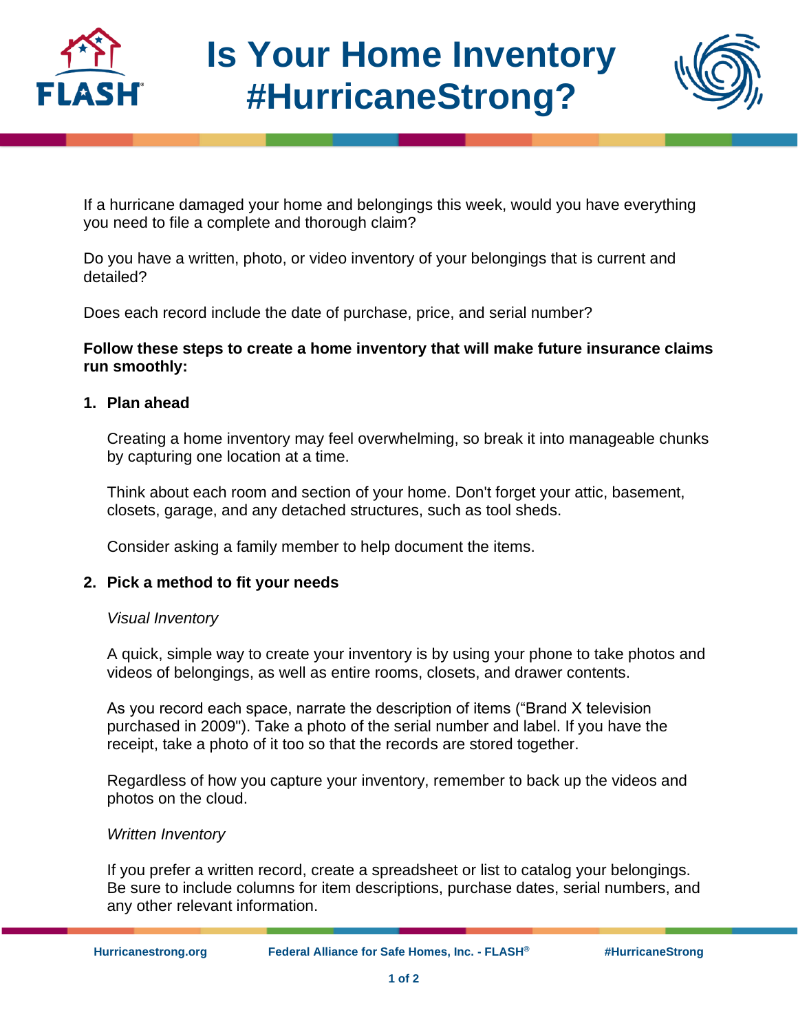# Is Your Home Inventory #HurricaneStrong?

If a hurricane damaged your home and belongings this week, would you have everything you need to file a complete and thorough claim?

Do you have a written, photo, or video inventory of your belongings that is current and detailed?

Does each record include the date of purchase, price, and serial number?

**Follow these steps to create a home inventory that will make future insurance claims run smoothly:**

1. **Plan ahead**

   Creating a home inventory may feel overwhelming, so break it into manageable chunks by capturing one location at a time.

   Think about each room and section of your home. Don't forget your attic, basement, closets, garage, and any detached structures, such as tool sheds.

   Consider asking a family member to help document the items.

2. **Pick a method to fit your needs**

   *Visual Inventory*

   A quick, simple way to create your inventory is by using your phone to take photos and videos of belongings, as well as entire rooms, closets, and drawer contents.

   As you record each space, narrate the description of items ("Brand X television purchased in 2009"). Take a photo of the serial number and label. If you have the receipt, take a photo of it too so that the records are stored together.

   Regardless of how you capture your inventory, remember to back up the videos and photos on the cloud.

   *Written Inventory*

   If you prefer a written record, create a spreadsheet or list to catalog your belongings. Be sure to include columns for item descriptions, purchase dates, serial numbers, and any other relevant information.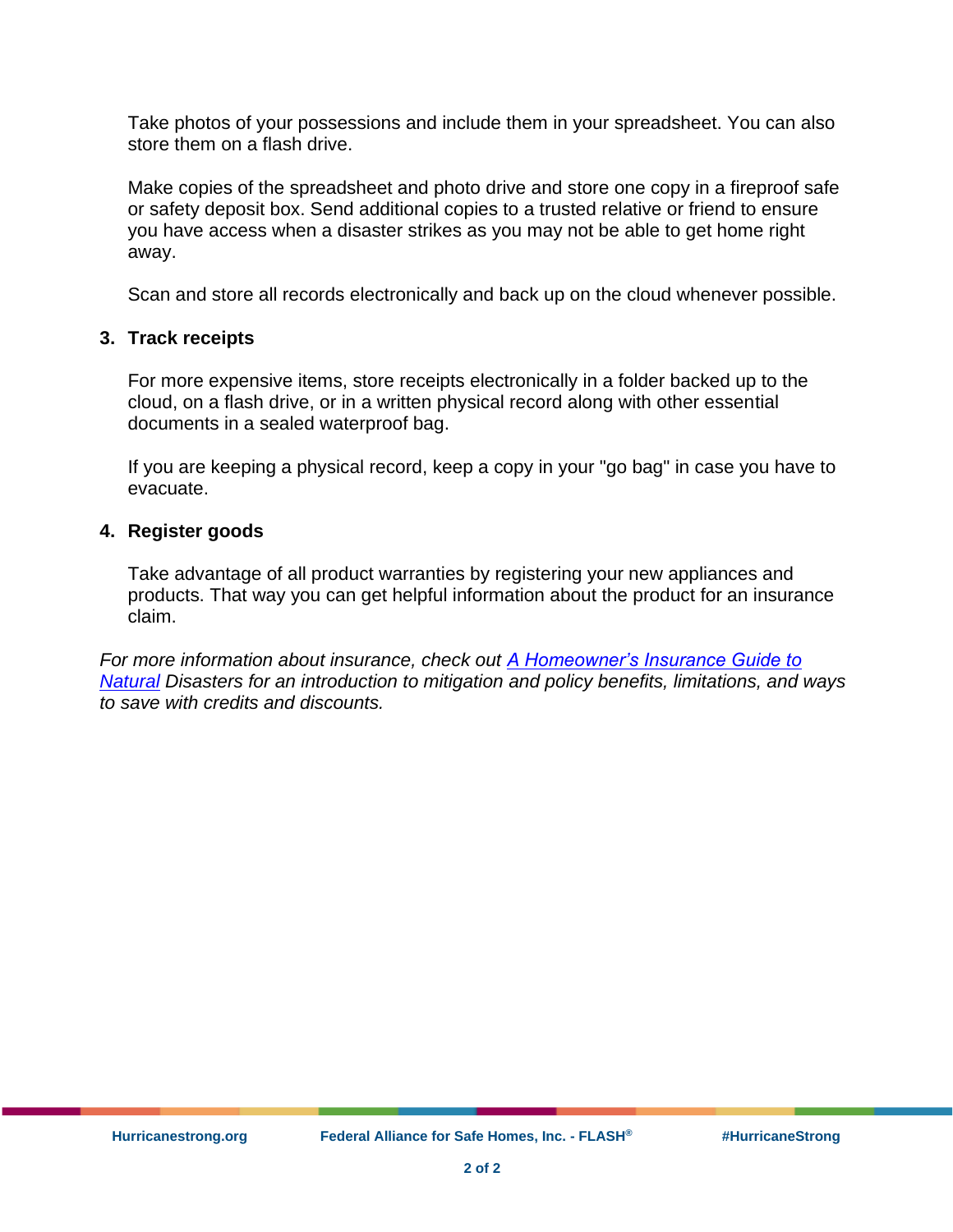Take photos of your possessions and include them in your spreadsheet. You can also store them on a flash drive.

Make copies of the spreadsheet and photo drive and store one copy in a fireproof safe or safety deposit box. Send additional copies to a trusted relative or friend to ensure you have access when a disaster strikes as you may not be able to get home right away.

Scan and store all records electronically and back up on the cloud whenever possible.

3. **Track receipts**

   For more expensive items, store receipts electronically in a folder backed up to the cloud, on a flash drive, or in a written physical record along with other essential documents in a sealed waterproof bag.

   If you are keeping a physical record, keep a copy in your "go bag" in case you have to evacuate.

4. **Register goods**

   Take advantage of all product warranties by registering your new appliances and products. That way you can get helpful information about the product for an insurance claim.

*For more information about insurance, check out A Homeowner's Insurance Guide to Natural Disasters for an introduction to mitigation and policy benefits, limitations, and ways to save with credits and discounts.*

**Hurricanestrong.org** **Federal Alliance for Safe Homes, Inc. - FLASH®** **#HurricaneStrong**